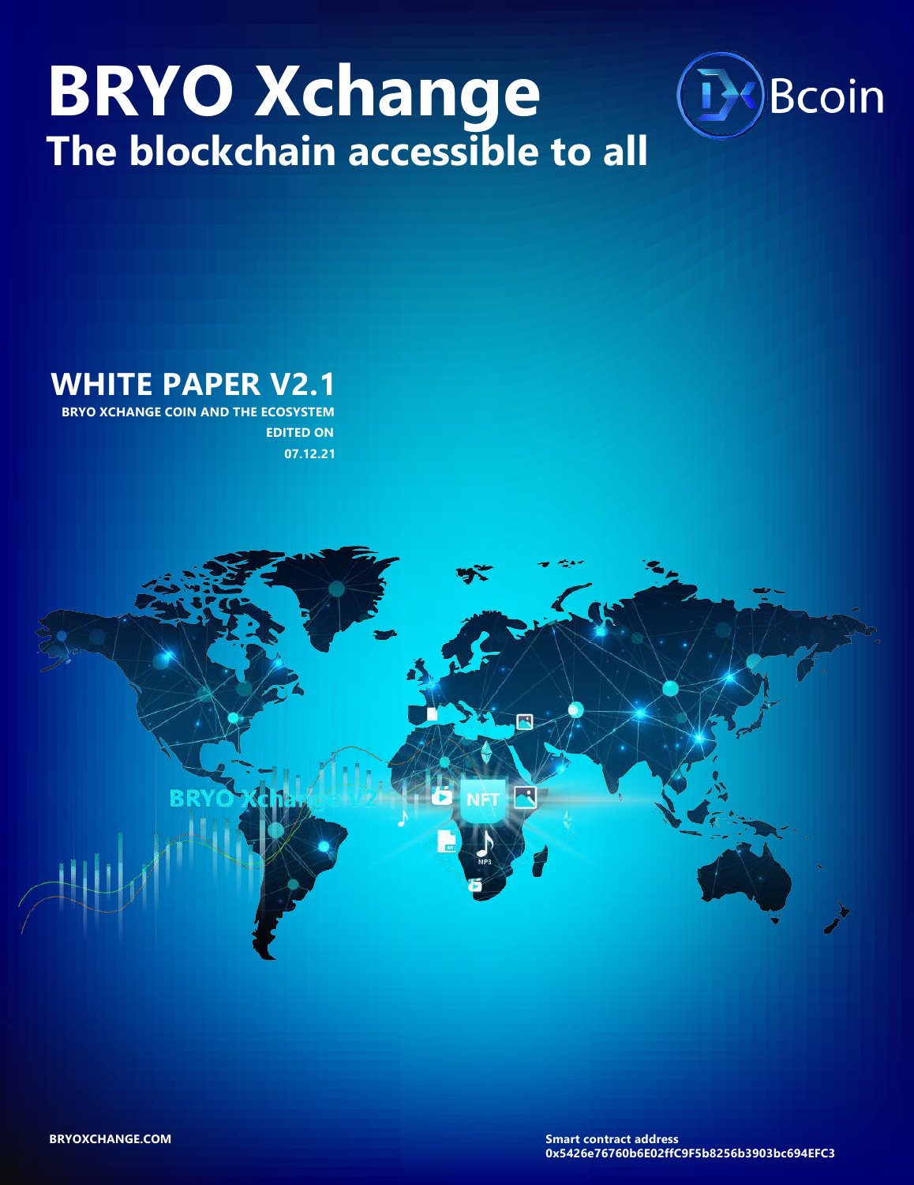# BRYO Xchange

## The blockchain accessible to all

Bcoin

## WHITE PAPER V2.1

**BRYO XCHANGE COIN AND THE ECOSYSTEM**

**EDITED ON**

**07.12.21**

**BRYOXCHANGE.COM**

**Smart contract address**
**0x5426e76760b6E02ffC9F5b8256b3903bc694EFC3**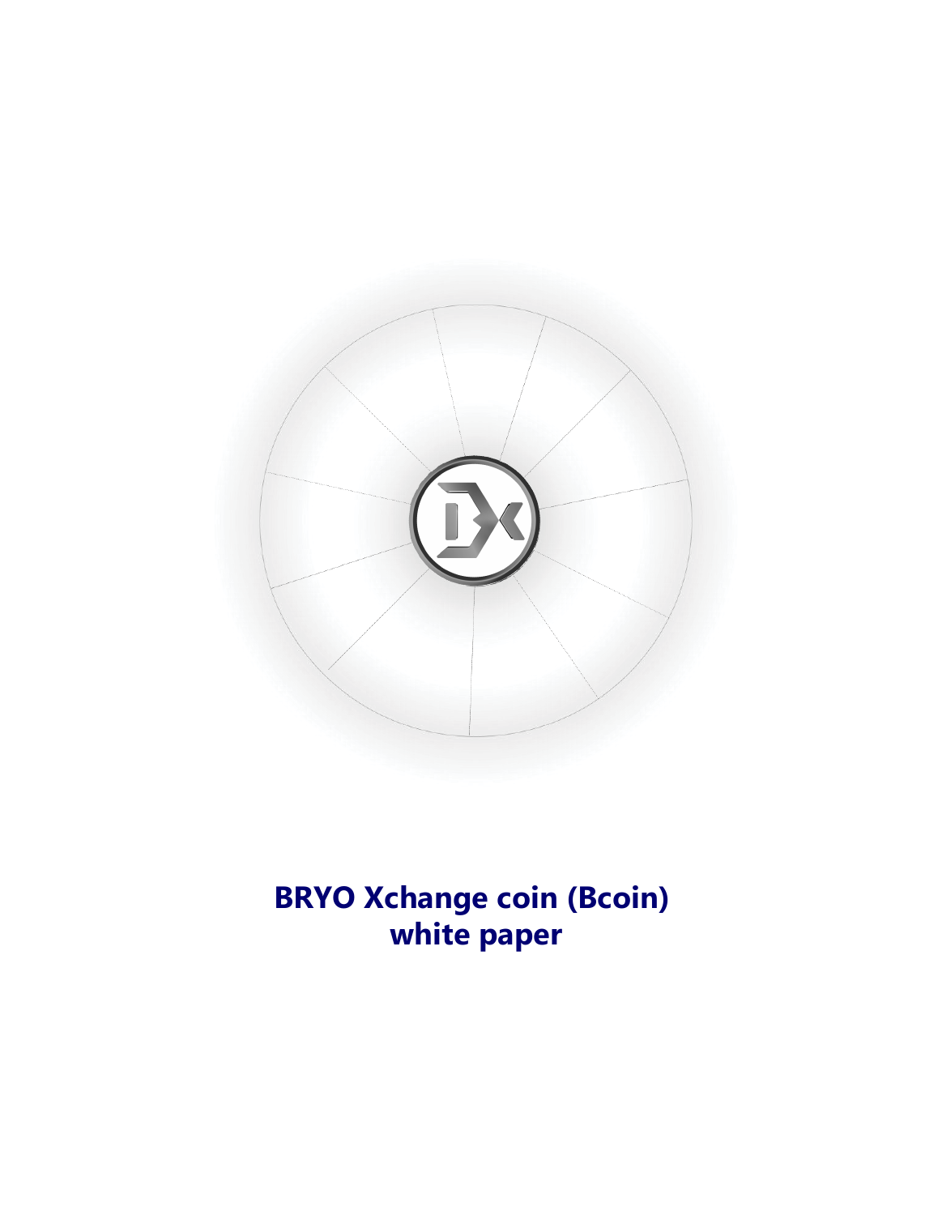**BRYO Xchange coin (Bcoin) white paper**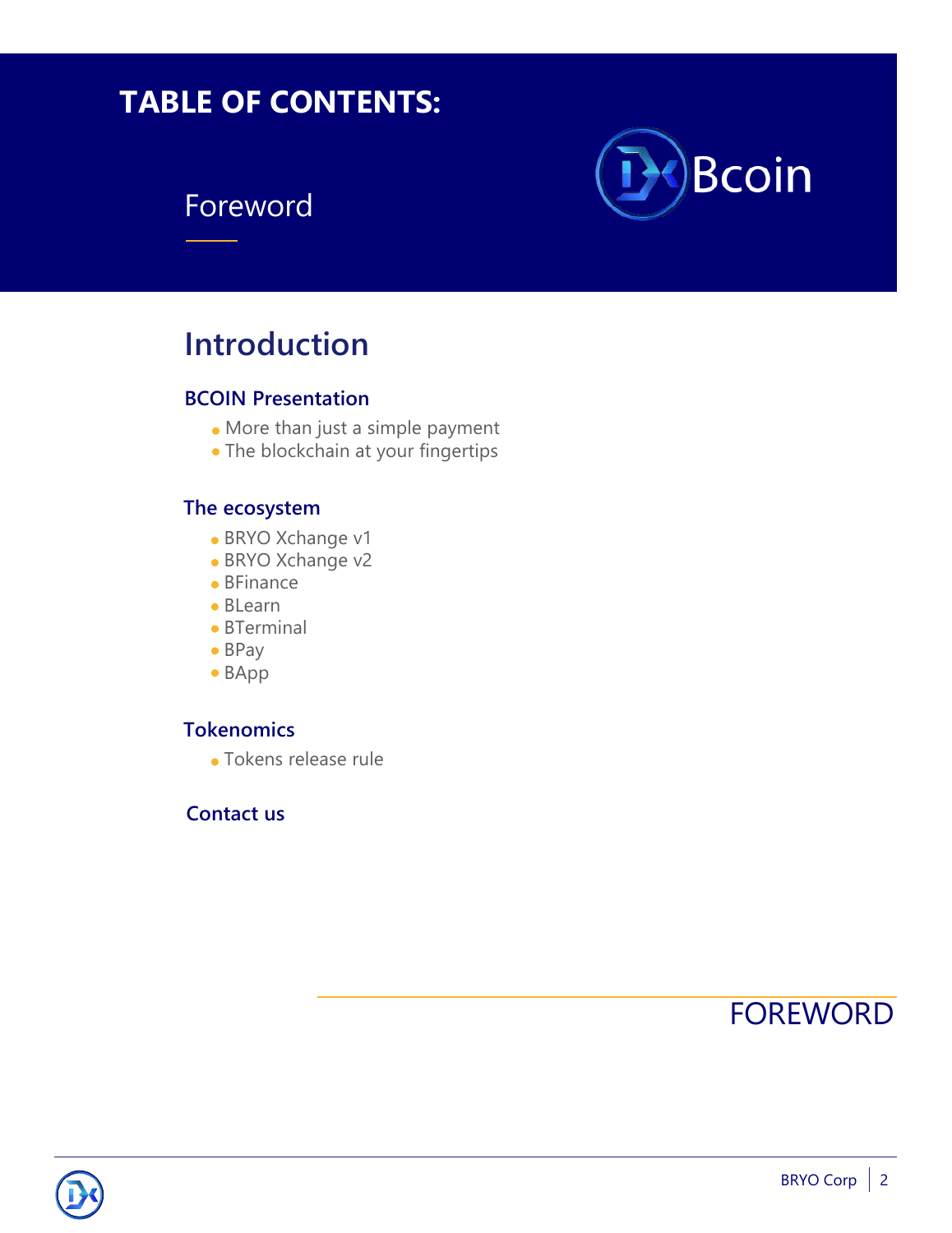# TABLE OF CONTENTS:

Bcoin

## Foreword

## Introduction

### BCOIN Presentation

- More than just a simple payment
- The blockchain at your fingertips

### The ecosystem

- BRYO Xchange v1
- BRYO Xchange v2
- BFinance
- BLearn
- BTerminal
- BPay
- BApp

### Tokenomics

- Tokens release rule

### Contact us

# FOREWORD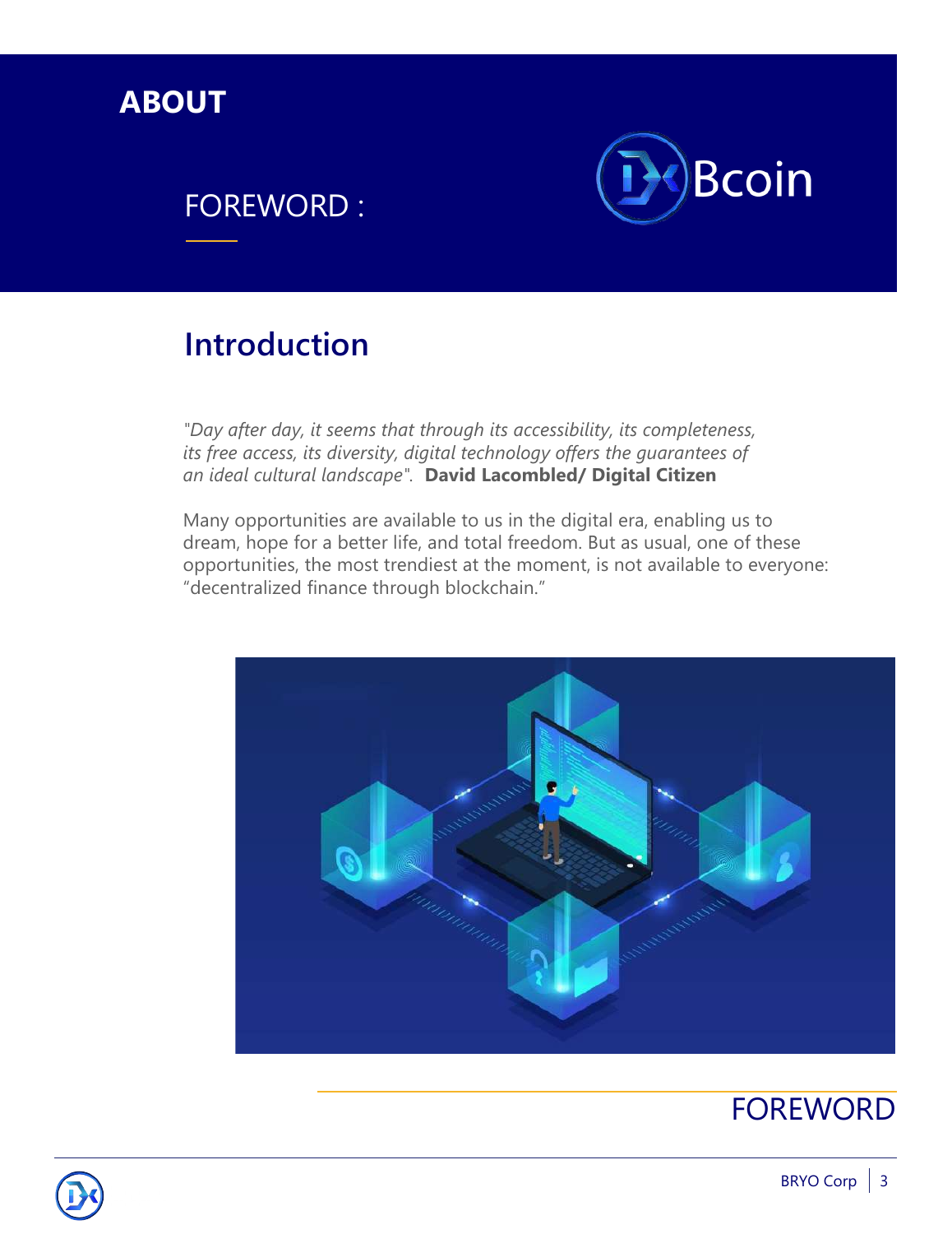# ABOUT

## FOREWORD :

DXBcoin

## Introduction

*"Day after day, it seems that through its accessibility, its completeness, its free access, its diversity, digital technology offers the guarantees of an ideal cultural landscape"*. **David Lacombled/ Digital Citizen**

Many opportunities are available to us in the digital era, enabling us to dream, hope for a better life, and total freedom. But as usual, one of these opportunities, the most trendiest at the moment, is not available to everyone: “decentralized finance through blockchain.”

FOREWORD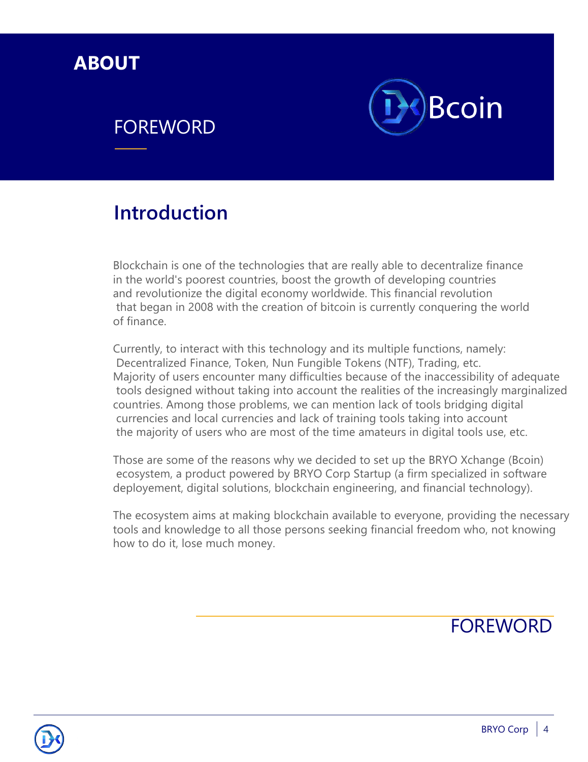# ABOUT

## FOREWORD

Bcoin

## Introduction

Blockchain is one of the technologies that are really able to decentralize finance in the world's poorest countries, boost the growth of developing countries and revolutionize the digital economy worldwide. This financial revolution that began in 2008 with the creation of bitcoin is currently conquering the world of finance.

Currently, to interact with this technology and its multiple functions, namely: Decentralized Finance, Token, Nun Fungible Tokens (NTF), Trading, etc. Majority of users encounter many difficulties because of the inaccessibility of adequate tools designed without taking into account the realities of the increasingly marginalized countries. Among those problems, we can mention lack of tools bridging digital currencies and local currencies and lack of training tools taking into account the majority of users who are most of the time amateurs in digital tools use, etc.

Those are some of the reasons why we decided to set up the BRYO Xchange (Bcoin) ecosystem, a product powered by BRYO Corp Startup (a firm specialized in software deployement, digital solutions, blockchain engineering, and financial technology).

The ecosystem aims at making blockchain available to everyone, providing the necessary tools and knowledge to all those persons seeking financial freedom who, not knowing how to do it, lose much money.

FOREWORD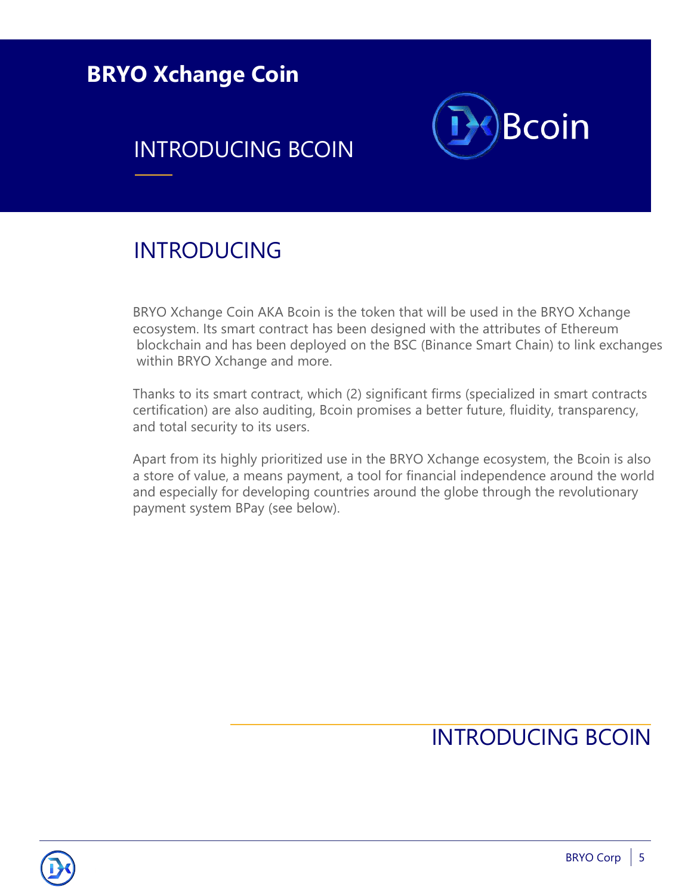# BRYO Xchange Coin

## INTRODUCING BCOIN

Bcoin

## INTRODUCING

BRYO Xchange Coin AKA Bcoin is the token that will be used in the BRYO Xchange ecosystem. Its smart contract has been designed with the attributes of Ethereum blockchain and has been deployed on the BSC (Binance Smart Chain) to link exchanges within BRYO Xchange and more.

Thanks to its smart contract, which (2) significant firms (specialized in smart contracts certification) are also auditing, Bcoin promises a better future, fluidity, transparency, and total security to its users.

Apart from its highly prioritized use in the BRYO Xchange ecosystem, the Bcoin is also a store of value, a means payment, a tool for financial independence around the world and especially for developing countries around the globe through the revolutionary payment system BPay (see below).

INTRODUCING BCOIN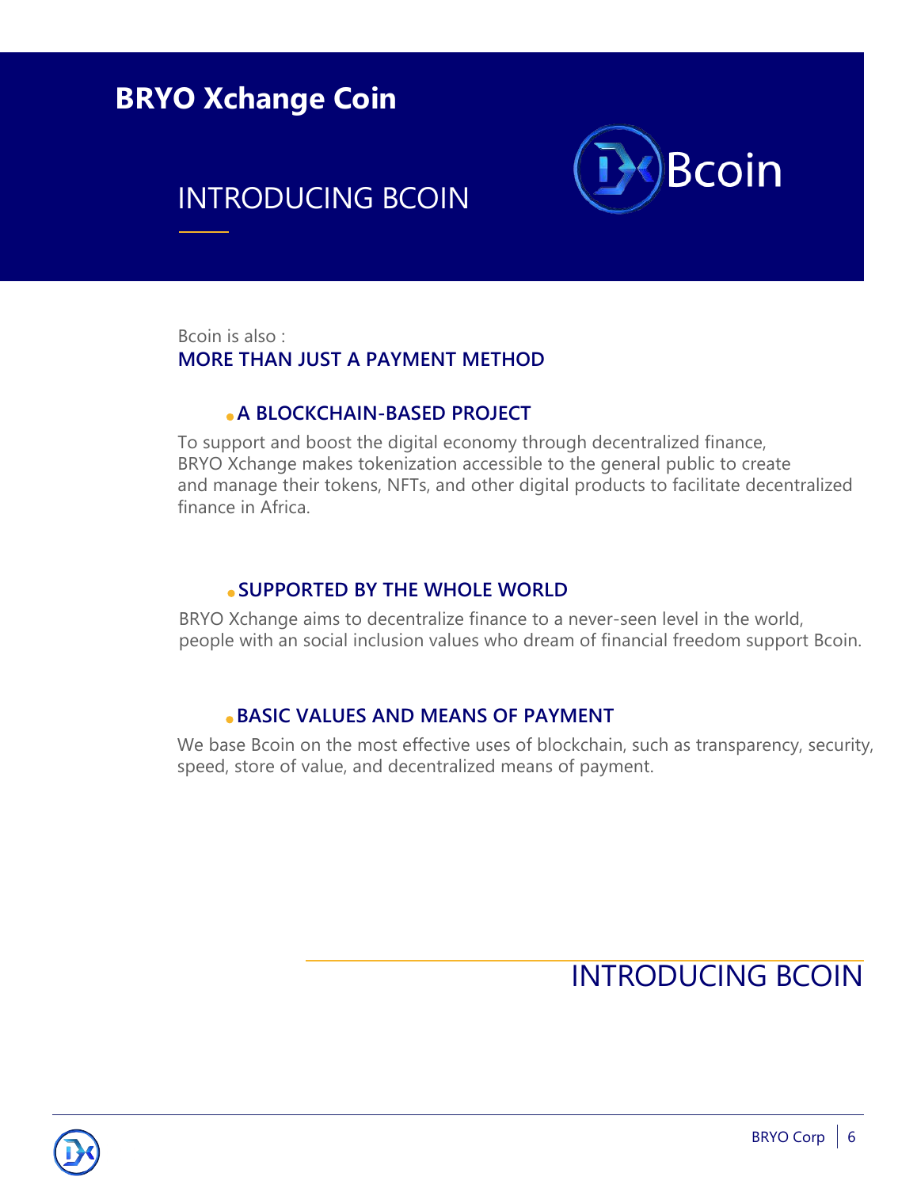# BRYO Xchange Coin

## INTRODUCING BCOIN

Bcoin

Bcoin is also :

**MORE THAN JUST A PAYMENT METHOD**

### A BLOCKCHAIN-BASED PROJECT

To support and boost the digital economy through decentralized finance, BRYO Xchange makes tokenization accessible to the general public to create and manage their tokens, NFTs, and other digital products to facilitate decentralized finance in Africa.

### SUPPORTED BY THE WHOLE WORLD

BRYO Xchange aims to decentralize finance to a never-seen level in the world, people with an social inclusion values who dream of financial freedom support Bcoin.

### BASIC VALUES AND MEANS OF PAYMENT

We base Bcoin on the most effective uses of blockchain, such as transparency, security, speed, store of value, and decentralized means of payment.

INTRODUCING BCOIN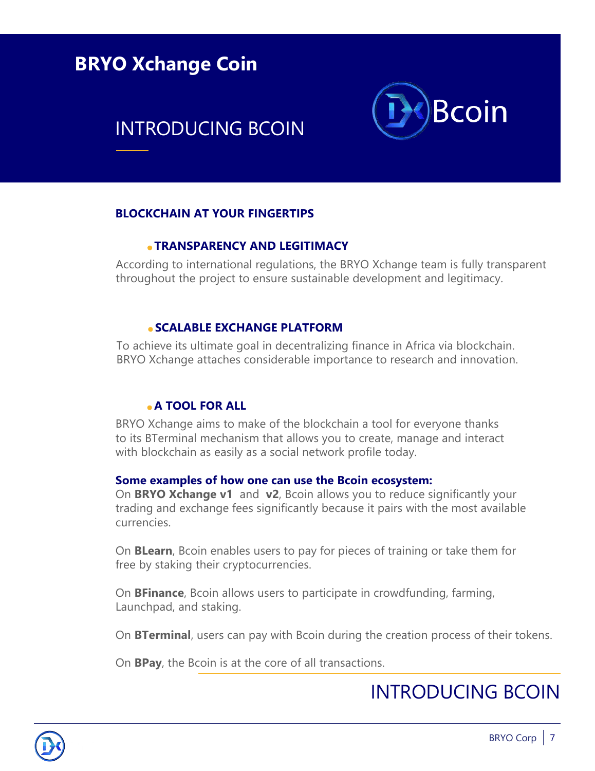# BRYO Xchange Coin

## INTRODUCING BCOIN

Bcoin

### BLOCKCHAIN AT YOUR FINGERTIPS

- **TRANSPARENCY AND LEGITIMACY**

According to international regulations, the BRYO Xchange team is fully transparent throughout the project to ensure sustainable development and legitimacy.

- **SCALABLE EXCHANGE PLATFORM**

To achieve its ultimate goal in decentralizing finance in Africa via blockchain. BRYO Xchange attaches considerable importance to research and innovation.

- **A TOOL FOR ALL**

BRYO Xchange aims to make of the blockchain a tool for everyone thanks to its BTerminal mechanism that allows you to create, manage and interact with blockchain as easily as a social network profile today.

**Some examples of how one can use the Bcoin ecosystem:**

On **BRYO Xchange v1** and **v2**, Bcoin allows you to reduce significantly your trading and exchange fees significantly because it pairs with the most available currencies.

On **BLearn**, Bcoin enables users to pay for pieces of training or take them for free by staking their cryptocurrencies.

On **BFinance**, Bcoin allows users to participate in crowdfunding, farming, Launchpad, and staking.

On **BTerminal**, users can pay with Bcoin during the creation process of their tokens.

On **BPay**, the Bcoin is at the core of all transactions.

INTRODUCING BCOIN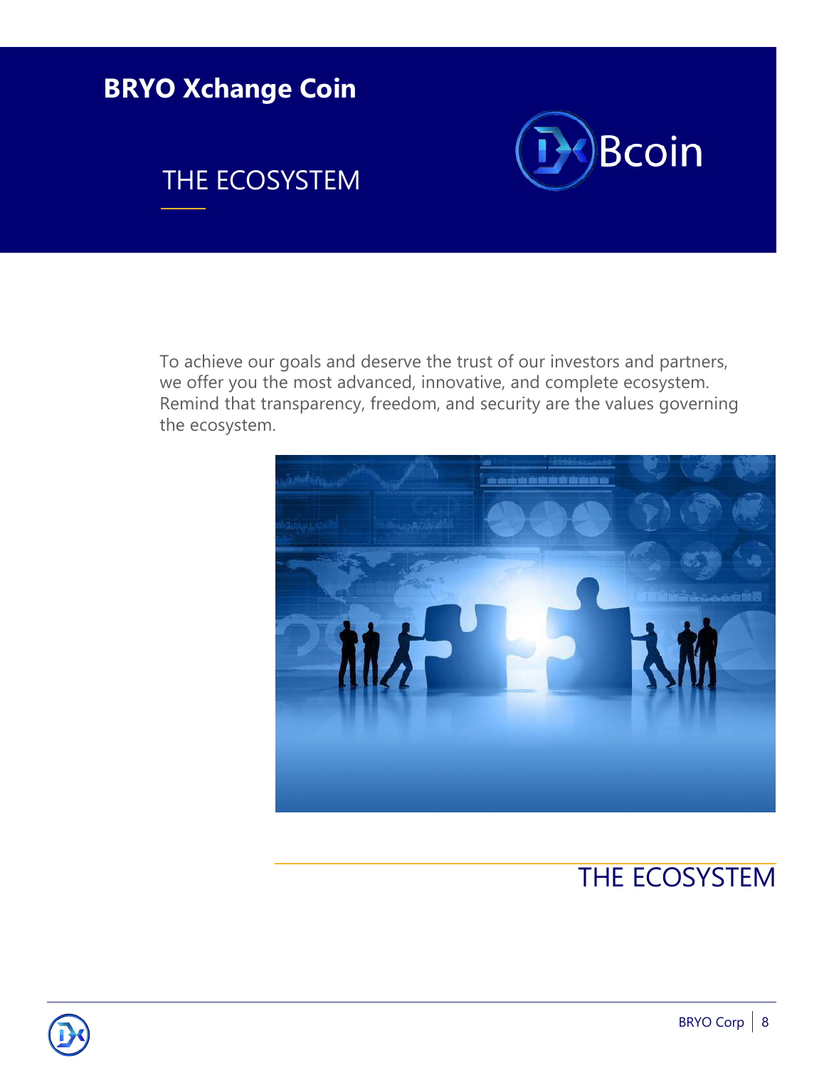# BRYO Xchange Coin

## THE ECOSYSTEM

Bcoin

To achieve our goals and deserve the trust of our investors and partners, we offer you the most advanced, innovative, and complete ecosystem. Remind that transparency, freedom, and security are the values governing the ecosystem.

THE ECOSYSTEM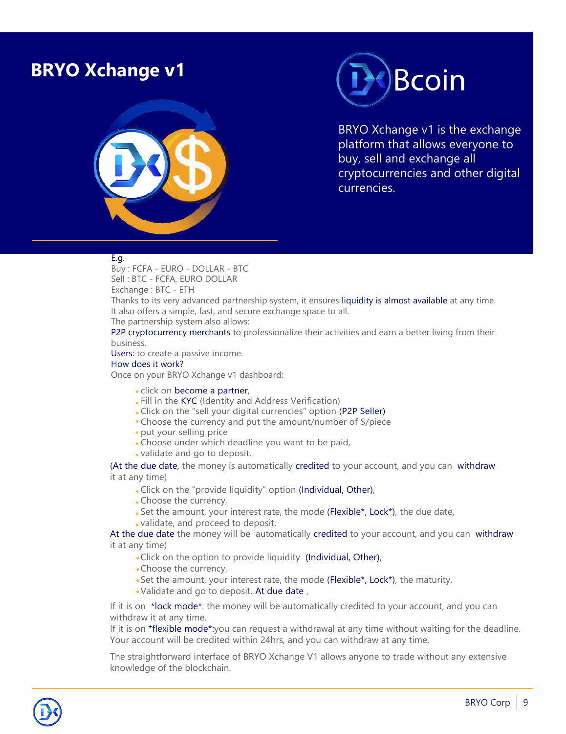# BRYO Xchange v1

Bcoin

BRYO Xchange v1 is the exchange platform that allows everyone to buy, sell and exchange all cryptocurrencies and other digital currencies.

E.g.
Buy : FCFA - EURO - DOLLAR - BTC
Sell : BTC - FCFA, EURO DOLLAR
Exchange : BTC - ETH
Thanks to its very advanced partnership system, it ensures liquidity is almost available at any time.
It also offers a simple, fast, and secure exchange space to all.
The partnership system also allows:
P2P cryptocurrency merchants to professionalize their activities and earn a better living from their business.
Users: to create a passive income.
How does it work?
Once on your BRYO Xchange v1 dashboard:

- click on become a partner,
- Fill in the KYC (Identity and Address Verification)
- Click on the "sell your digital currencies" option (P2P Seller)
- Choose the currency and put the amount/number of $/piece
- put your selling price
- Choose under which deadline you want to be paid,
- validate and go to deposit.

(At the due date, the money is automatically credited to your account, and you can withdraw it at any time)

- Click on the "provide liquidity" option (Individual, Other),
- Choose the currency,
- Set the amount, your interest rate, the mode (Flexible*, Lock*), the due date,
- validate, and proceed to deposit.

At the due date the money will be automatically credited to your account, and you can withdraw it at any time)

- Click on the option to provide liquidity (Individual, Other),
- Choose the currency,
- Set the amount, your interest rate, the mode (Flexible*, Lock*), the maturity,
- Validate and go to deposit. At due date ,

If it is on *lock mode*: the money will be automatically credited to your account, and you can withdraw it at any time.
If it is on *flexible mode*:you can request a withdrawal at any time without waiting for the deadline. Your account will be credited within 24hrs, and you can withdraw at any time.

The straightforward interface of BRYO Xchange V1 allows anyone to trade without any extensive knowledge of the blockchain.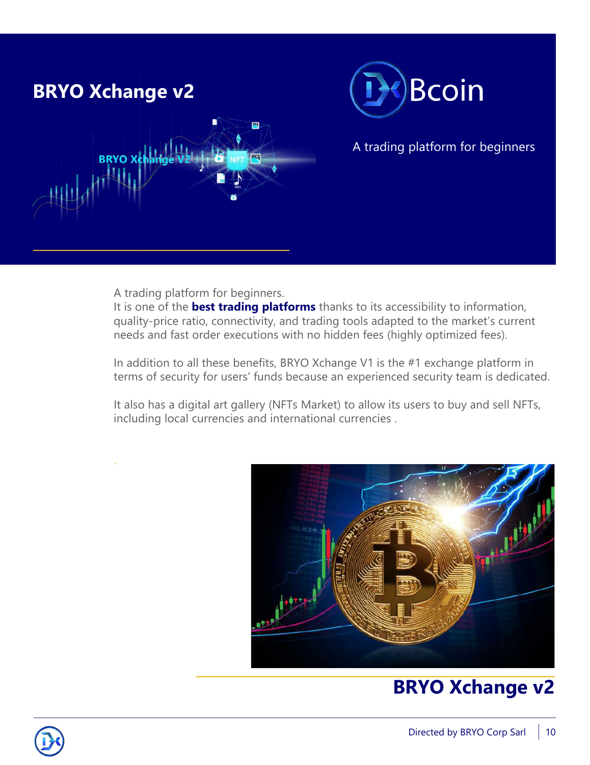# BRYO Xchange v2

Bcoin

A trading platform for beginners

A trading platform for beginners.
It is one of the **best trading platforms** thanks to its accessibility to information, quality-price ratio, connectivity, and trading tools adapted to the market's current needs and fast order executions with no hidden fees (highly optimized fees).

In addition to all these benefits, BRYO Xchange V1 is the #1 exchange platform in terms of security for users' funds because an experienced security team is dedicated.

It also has a digital art gallery (NFTs Market) to allow its users to buy and sell NFTs, including local currencies and international currencies .

## BRYO Xchange v2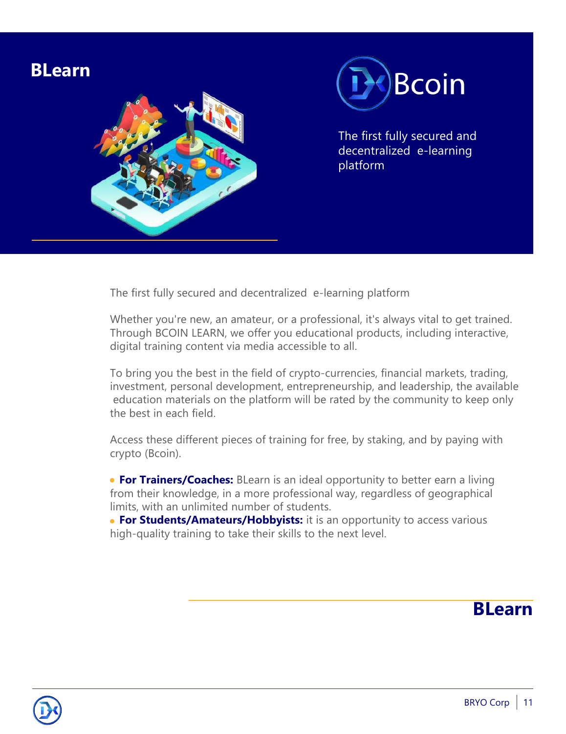# BLearn

Bcoin

The first fully secured and decentralized e-learning platform

The first fully secured and decentralized e-learning platform

Whether you're new, an amateur, or a professional, it's always vital to get trained. Through BCOIN LEARN, we offer you educational products, including interactive, digital training content via media accessible to all.

To bring you the best in the field of crypto-currencies, financial markets, trading, investment, personal development, entrepreneurship, and leadership, the available education materials on the platform will be rated by the community to keep only the best in each field.

Access these different pieces of training for free, by staking, and by paying with crypto (Bcoin).

- **For Trainers/Coaches:** BLearn is an ideal opportunity to better earn a living from their knowledge, in a more professional way, regardless of geographical limits, with an unlimited number of students.
- **For Students/Amateurs/Hobbyists:** it is an opportunity to access various high-quality training to take their skills to the next level.

## BLearn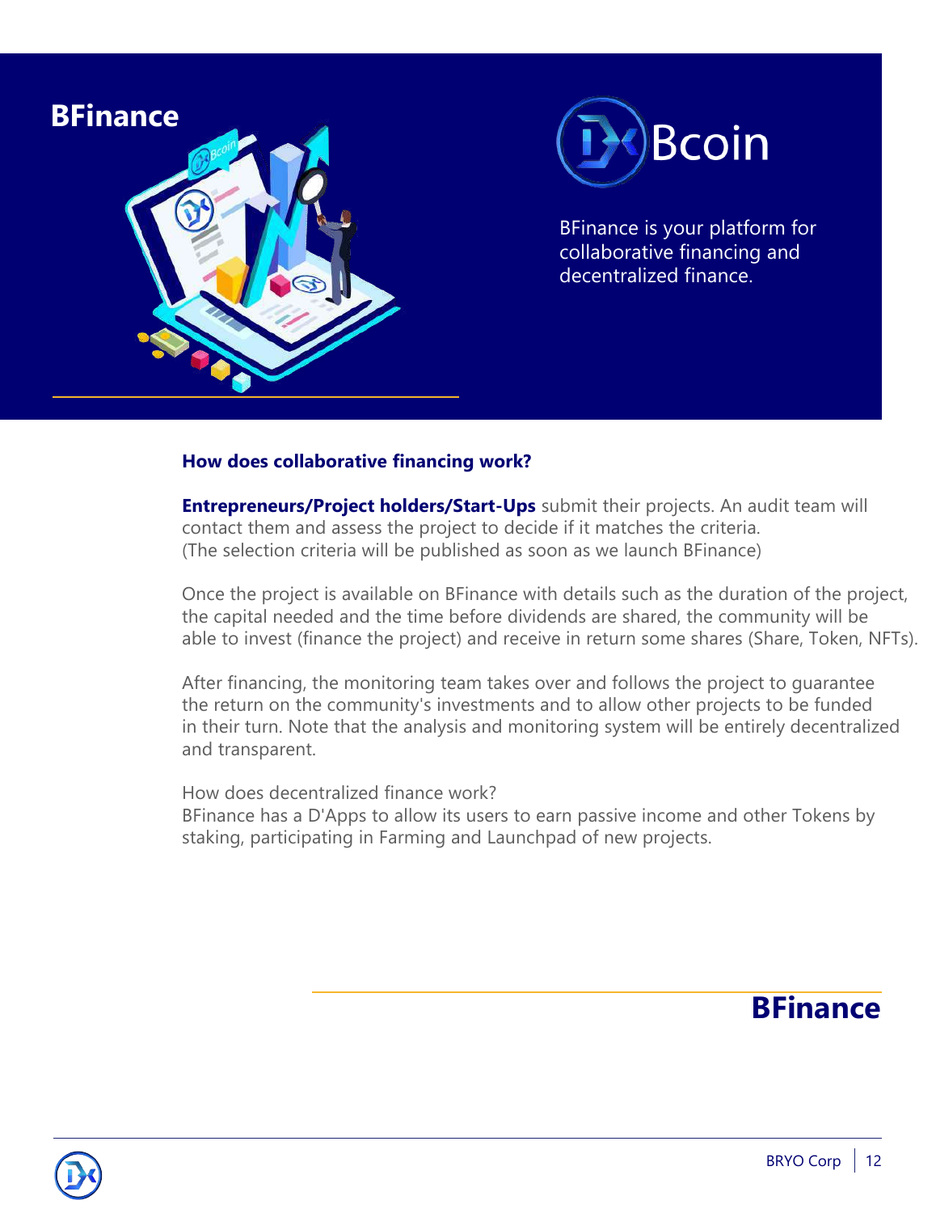# BFinance

Bcoin

BFinance is your platform for collaborative financing and decentralized finance.

### How does collaborative financing work?

**Entrepreneurs/Project holders/Start-Ups** submit their projects. An audit team will contact them and assess the project to decide if it matches the criteria.
(The selection criteria will be published as soon as we launch BFinance)

Once the project is available on BFinance with details such as the duration of the project, the capital needed and the time before dividends are shared, the community will be able to invest (finance the project) and receive in return some shares (Share, Token, NFTs).

After financing, the monitoring team takes over and follows the project to guarantee the return on the community's investments and to allow other projects to be funded in their turn. Note that the analysis and monitoring system will be entirely decentralized and transparent.

How does decentralized finance work?
BFinance has a D'Apps to allow its users to earn passive income and other Tokens by staking, participating in Farming and Launchpad of new projects.

## BFinance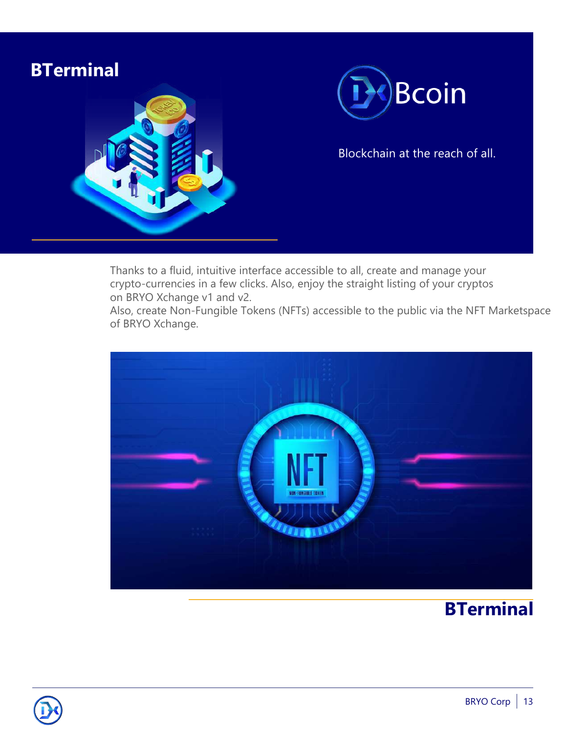# BTerminal

Bcoin

Blockchain at the reach of all.

Thanks to a fluid, intuitive interface accessible to all, create and manage your crypto-currencies in a few clicks. Also, enjoy the straight listing of your cryptos on BRYO Xchange v1 and v2.
Also, create Non-Fungible Tokens (NFTs) accessible to the public via the NFT Marketspace of BRYO Xchange.

**BTerminal**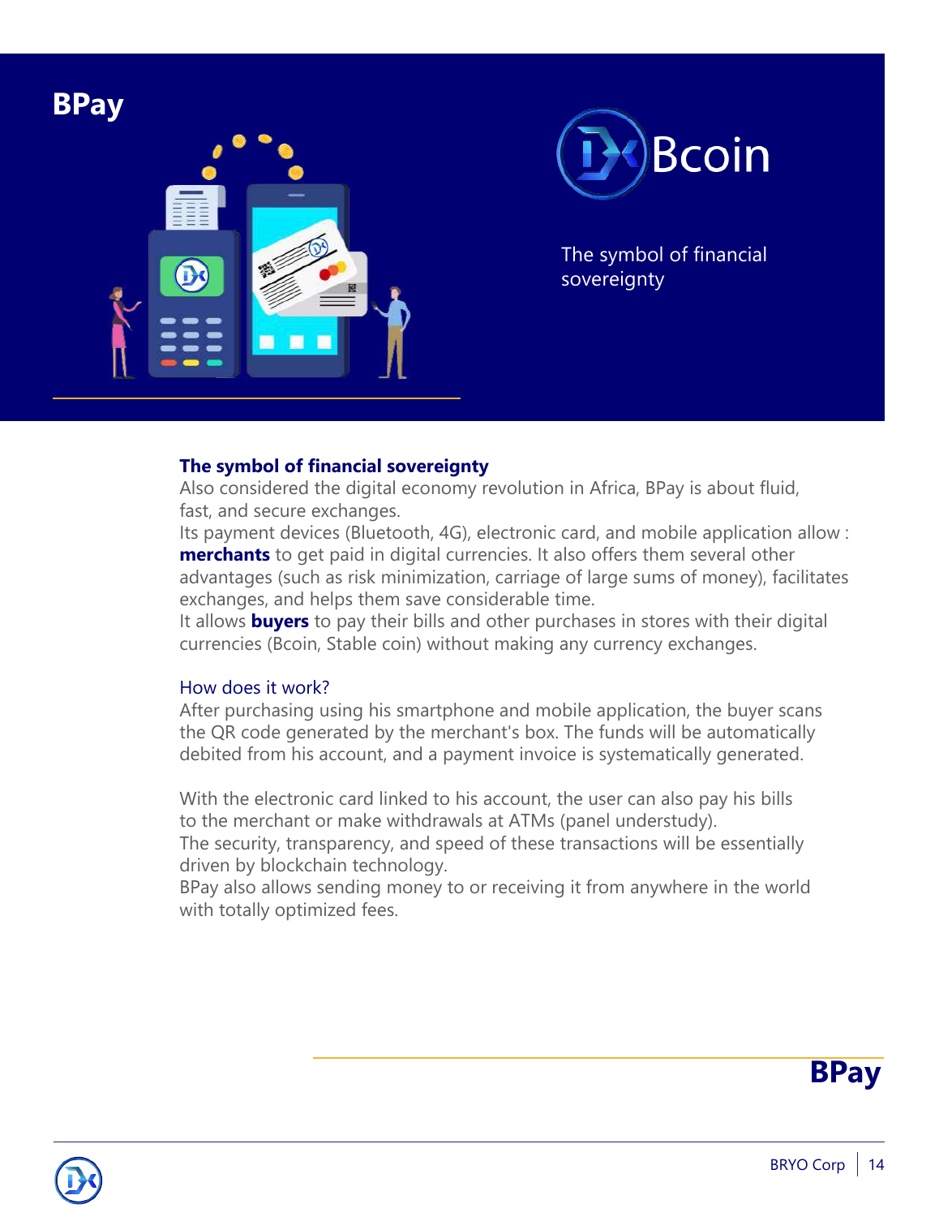# BPay

Bcoin

The symbol of financial sovereignty

### The symbol of financial sovereignty

Also considered the digital economy revolution in Africa, BPay is about fluid, fast, and secure exchanges.

Its payment devices (Bluetooth, 4G), electronic card, and mobile application allow : **merchants** to get paid in digital currencies. It also offers them several other advantages (such as risk minimization, carriage of large sums of money), facilitates exchanges, and helps them save considerable time.

It allows **buyers** to pay their bills and other purchases in stores with their digital currencies (Bcoin, Stable coin) without making any currency exchanges.

### How does it work?

After purchasing using his smartphone and mobile application, the buyer scans the QR code generated by the merchant's box. The funds will be automatically debited from his account, and a payment invoice is systematically generated.

With the electronic card linked to his account, the user can also pay his bills to the merchant or make withdrawals at ATMs (panel understudy).

The security, transparency, and speed of these transactions will be essentially driven by blockchain technology.

BPay also allows sending money to or receiving it from anywhere in the world with totally optimized fees.

**BPay**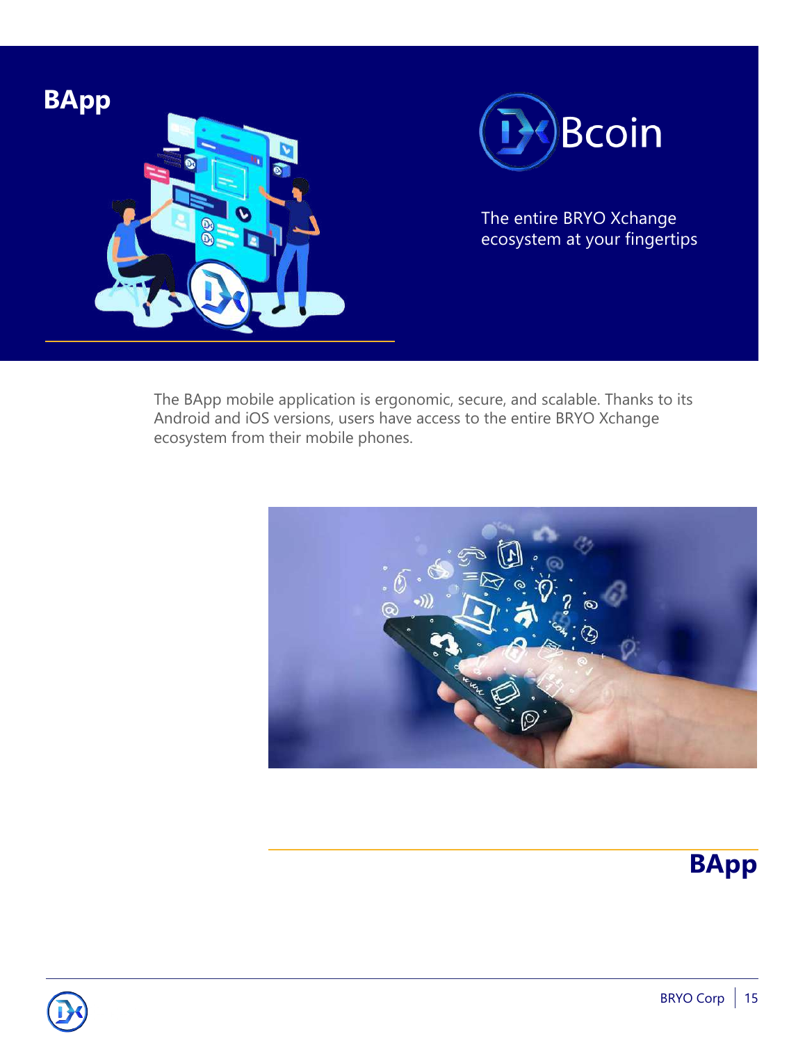# BApp

Bcoin

The entire BRYO Xchange ecosystem at your fingertips

The BApp mobile application is ergonomic, secure, and scalable. Thanks to its Android and iOS versions, users have access to the entire BRYO Xchange ecosystem from their mobile phones.

## BApp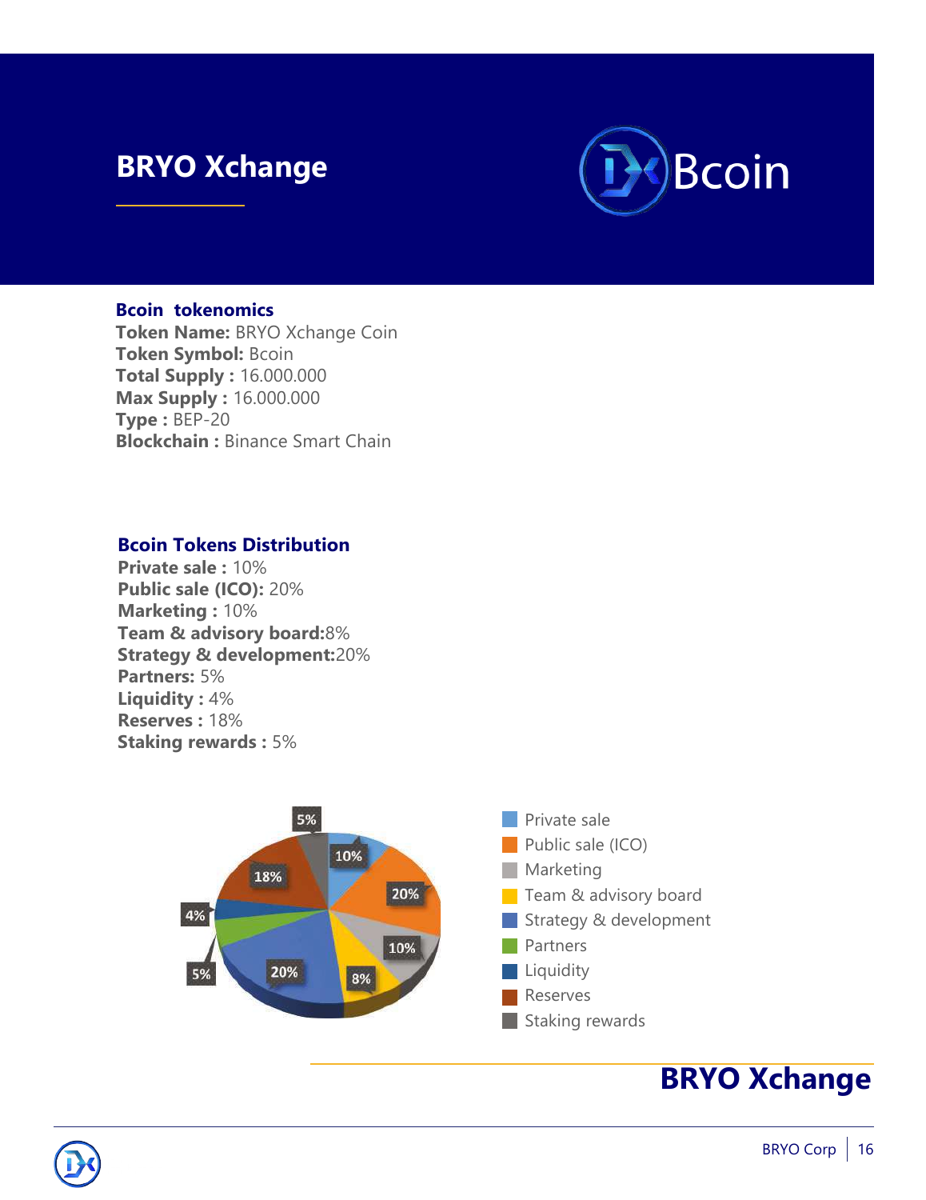# BRYO Xchange

Bcoin

**Bcoin tokenomics**

**Token Name:** BRYO Xchange Coin
**Token Symbol:** Bcoin
**Total Supply :** 16.000.000
**Max Supply :** 16.000.000
**Type :** BEP-20
**Blockchain :** Binance Smart Chain

**Bcoin Tokens Distribution**

**Private sale :** 10%
**Public sale (ICO):** 20%
**Marketing :** 10%
**Team & advisory board:**8%
**Strategy & development:**20%
**Partners:** 5%
**Liquidity :** 4%
**Reserves :** 18%
**Staking rewards :** 5%

- Private sale
- Public sale (ICO)
- Marketing
- Team & advisory board
- Strategy & development
- Partners
- Liquidity
- Reserves
- Staking rewards

**BRYO Xchange**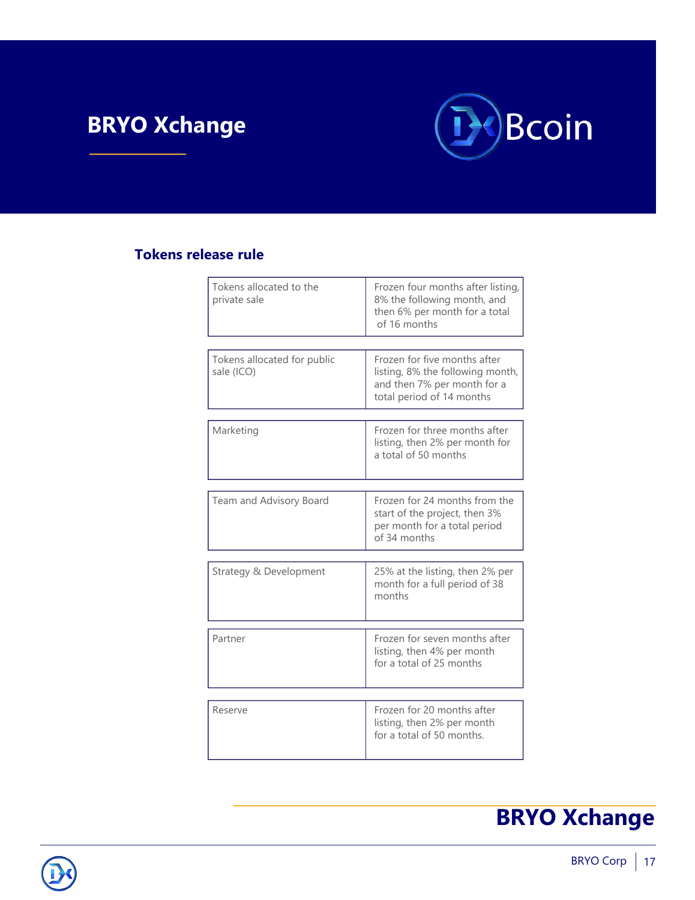# BRYO Xchange

## Tokens release rule

| | |
|---|---|
| Tokens allocated to the private sale | Frozen four months after listing, 8% the following month, and then 6% per month for a total of 16 months |
| Tokens allocated for public sale (ICO) | Frozen for five months after listing, 8% the following month, and then 7% per month for a total period of 14 months |
| Marketing | Frozen for three months after listing, then 2% per month for a total of 50 months |
| Team and Advisory Board | Frozen for 24 months from the start of the project, then 3% per month for a total period of 34 months |
| Strategy & Development | 25% at the listing, then 2% per month for a full period of 38 months |
| Partner | Frozen for seven months after listing, then 4% per month for a total of 25 months |
| Reserve | Frozen for 20 months after listing, then 2% per month for a total of 50 months. |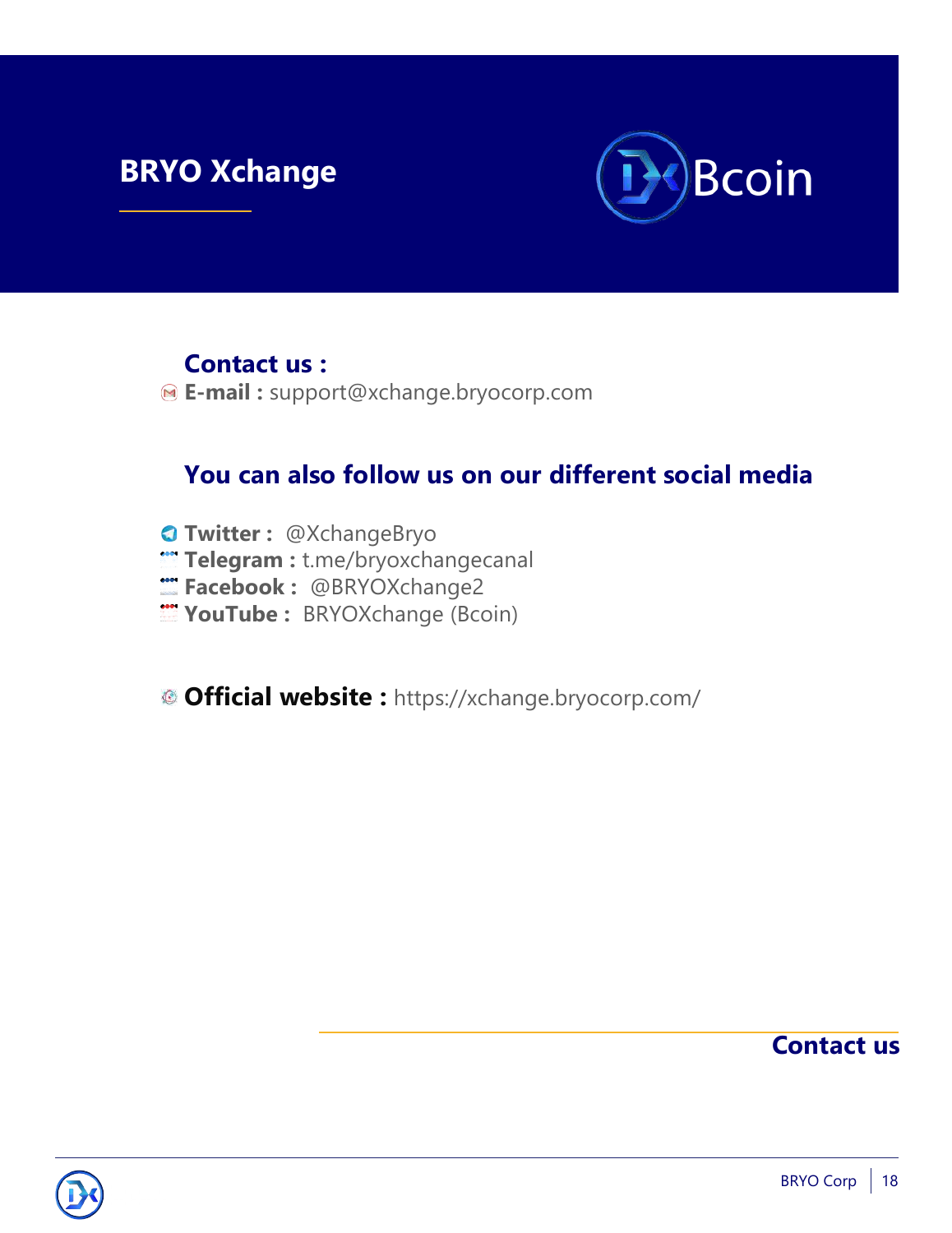# BRYO Xchange

Bcoin

## Contact us :

**E-mail :** support@xchange.bryocorp.com

## You can also follow us on our different social media

- **Twitter :** @XchangeBryo
- **Telegram :** t.me/bryoxchangecanal
- **Facebook :** @BRYOXchange2
- **YouTube :** BRYOXchange (Bcoin)

**Official website :** https://xchange.bryocorp.com/

**Contact us**